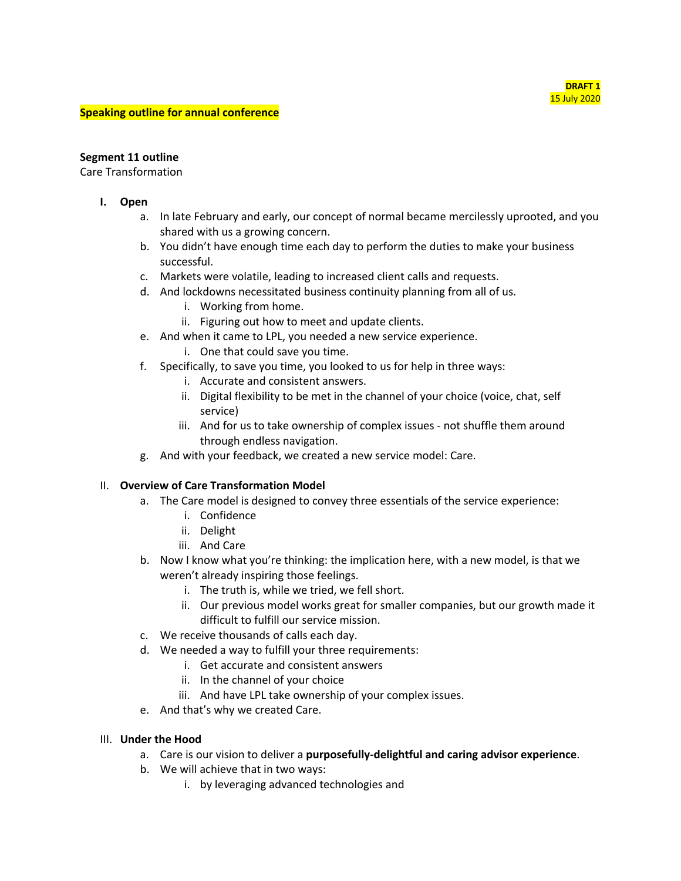**DRAFT 1**
15 July 2020

**Speaking outline for annual conference**

**Segment 11 outline**
Care Transformation

I. **Open**
   a. In late February and early, our concept of normal became mercilessly uprooted, and you shared with us a growing concern.
   b. You didn't have enough time each day to perform the duties to make your business successful.
   c. Markets were volatile, leading to increased client calls and requests.
   d. And lockdowns necessitated business continuity planning from all of us.
      i. Working from home.
      ii. Figuring out how to meet and update clients.
   e. And when it came to LPL, you needed a new service experience.
      i. One that could save you time.
   f. Specifically, to save you time, you looked to us for help in three ways:
      i. Accurate and consistent answers.
      ii. Digital flexibility to be met in the channel of your choice (voice, chat, self service)
      iii. And for us to take ownership of complex issues - not shuffle them around through endless navigation.
   g. And with your feedback, we created a new service model: Care.

II. **Overview of Care Transformation Model**
   a. The Care model is designed to convey three essentials of the service experience:
      i. Confidence
      ii. Delight
      iii. And Care
   b. Now I know what you're thinking: the implication here, with a new model, is that we weren't already inspiring those feelings.
      i. The truth is, while we tried, we fell short.
      ii. Our previous model works great for smaller companies, but our growth made it difficult to fulfill our service mission.
   c. We receive thousands of calls each day.
   d. We needed a way to fulfill your three requirements:
      i. Get accurate and consistent answers
      ii. In the channel of your choice
      iii. And have LPL take ownership of your complex issues.
   e. And that's why we created Care.

III. **Under the Hood**
   a. Care is our vision to deliver a **purposefully-delightful and caring advisor experience**.
   b. We will achieve that in two ways:
      i. by leveraging advanced technologies and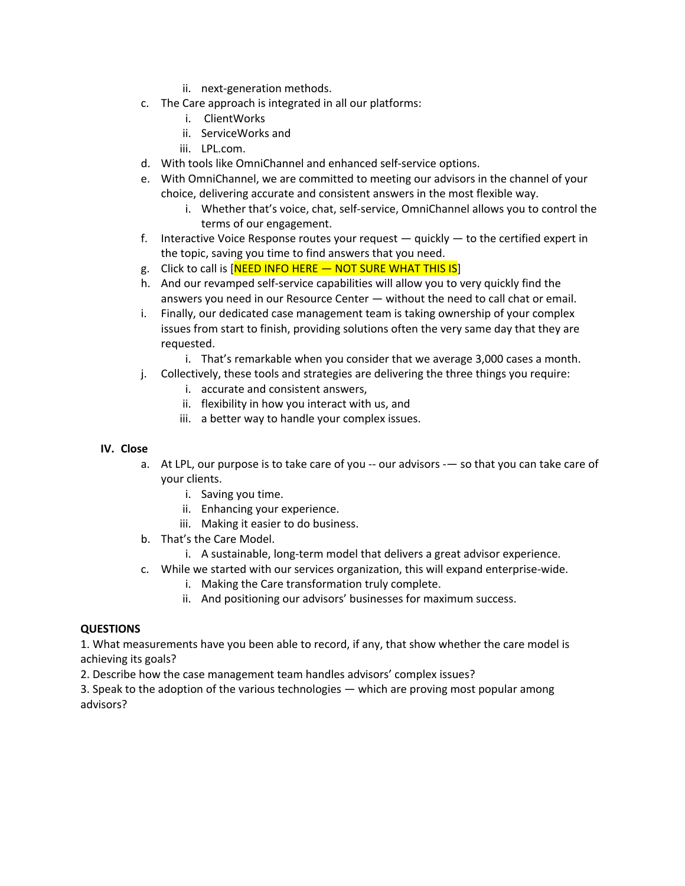- ii. next-generation methods.
- c. The Care approach is integrated in all our platforms:
   - i. ClientWorks
   - ii. ServiceWorks and
   - iii. LPL.com.
- d. With tools like OmniChannel and enhanced self-service options.
- e. With OmniChannel, we are committed to meeting our advisors in the channel of your choice, delivering accurate and consistent answers in the most flexible way.
   - i. Whether that's voice, chat, self-service, OmniChannel allows you to control the terms of our engagement.
- f. Interactive Voice Response routes your request — quickly — to the certified expert in the topic, saving you time to find answers that you need.
- g. Click to call is [NEED INFO HERE — NOT SURE WHAT THIS IS]
- h. And our revamped self-service capabilities will allow you to very quickly find the answers you need in our Resource Center — without the need to call chat or email.
- i. Finally, our dedicated case management team is taking ownership of your complex issues from start to finish, providing solutions often the very same day that they are requested.
   - i. That's remarkable when you consider that we average 3,000 cases a month.
- j. Collectively, these tools and strategies are delivering the three things you require:
   - i. accurate and consistent answers,
   - ii. flexibility in how you interact with us, and
   - iii. a better way to handle your complex issues.

## IV. Close

- a. At LPL, our purpose is to take care of you -- our advisors -— so that you can take care of your clients.
   - i. Saving you time.
   - ii. Enhancing your experience.
   - iii. Making it easier to do business.
- b. That's the Care Model.
   - i. A sustainable, long-term model that delivers a great advisor experience.
- c. While we started with our services organization, this will expand enterprise-wide.
   - i. Making the Care transformation truly complete.
   - ii. And positioning our advisors' businesses for maximum success.

**QUESTIONS**

1. What measurements have you been able to record, if any, that show whether the care model is achieving its goals?
2. Describe how the case management team handles advisors' complex issues?
3. Speak to the adoption of the various technologies — which are proving most popular among advisors?